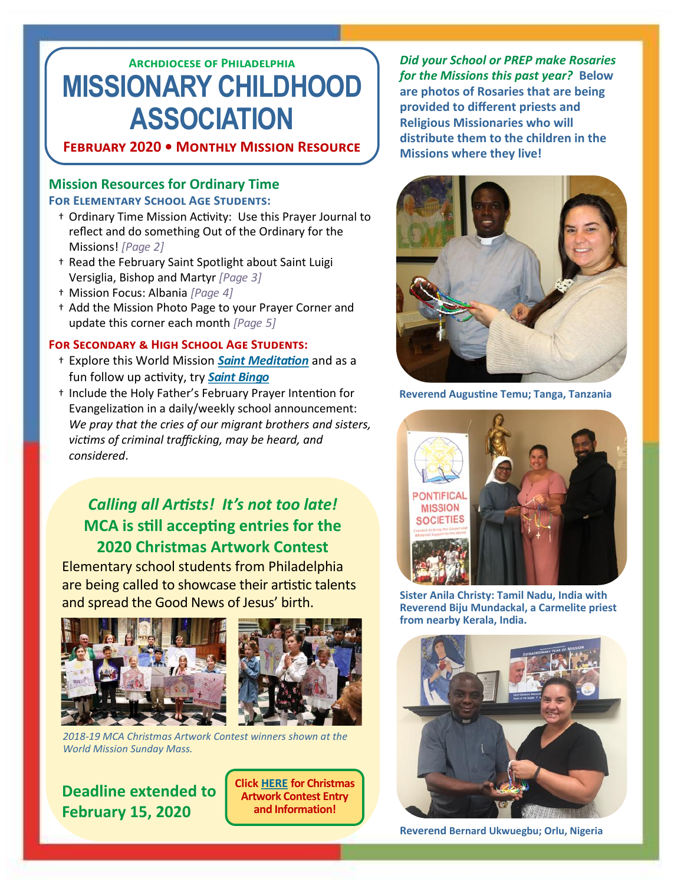### Archdiocese of Philadelphia

# MISSIONARY CHILDHOOD ASSOCIATION

### February 2020 • Monthly Mission Resource

## Mission Resources for Ordinary Time

### For Elementary School Age Students:

- † Ordinary Time Mission Activity: Use this Prayer Journal to reflect and do something Out of the Ordinary for the Missions! *[Page 2]*
- † Read the February Saint Spotlight about Saint Luigi Versiglia, Bishop and Martyr *[Page 3]*
- † Mission Focus: Albania *[Page 4]*
- † Add the Mission Photo Page to your Prayer Corner and update this corner each month *[Page 5]*

### For Secondary & High School Age Students:

- † Explore this World Mission ***Saint Meditation*** and as a fun follow up activity, try ***Saint Bingo***
- † Include the Holy Father's February Prayer Intention for Evangelization in a daily/weekly school announcement: *We pray that the cries of our migrant brothers and sisters, victims of criminal trafficking, may be heard, and considered*.

## *Calling all Artists! It's not too late!* MCA is still accepting entries for the 2020 Christmas Artwork Contest

Elementary school students from Philadelphia are being called to showcase their artistic talents and spread the Good News of Jesus' birth.

*2018-19 MCA Christmas Artwork Contest winners shown at the World Mission Sunday Mass.*

**Deadline extended to February 15, 2020**

**Click HERE for Christmas Artwork Contest Entry and Information!**

***Did your School or PREP make Rosaries for the Missions this past year?*** **Below are photos of Rosaries that are being provided to different priests and Religious Missionaries who will distribute them to the children in the Missions where they live!**

**Reverend Augustine Temu; Tanga, Tanzania**

**Sister Anila Christy: Tamil Nadu, India with Reverend Biju Mundackal, a Carmelite priest from nearby Kerala, India.**

**Reverend Bernard Ukwuegbu; Orlu, Nigeria**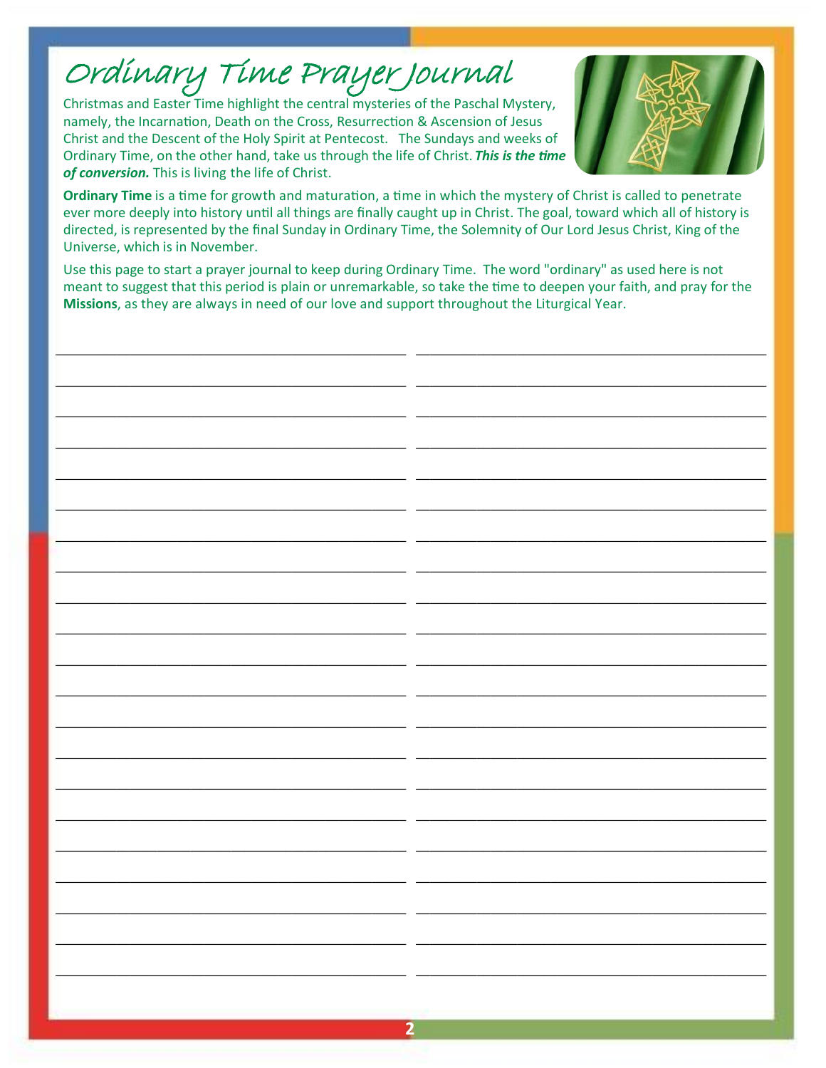# Ordinary Time Prayer Journal

Christmas and Easter Time highlight the central mysteries of the Paschal Mystery, namely, the Incarnation, Death on the Cross, Resurrection & Ascension of Jesus Christ and the Descent of the Holy Spirit at Pentecost. The Sundays and weeks of Ordinary Time, on the other hand, take us through the life of Christ. ***This is the time of conversion.*** This is living the life of Christ.

**Ordinary Time** is a time for growth and maturation, a time in which the mystery of Christ is called to penetrate ever more deeply into history until all things are finally caught up in Christ. The goal, toward which all of history is directed, is represented by the final Sunday in Ordinary Time, the Solemnity of Our Lord Jesus Christ, King of the Universe, which is in November.

Use this page to start a prayer journal to keep during Ordinary Time. The word "ordinary" as used here is not meant to suggest that this period is plain or unremarkable, so take the time to deepen your faith, and pray for the **Missions**, as they are always in need of our love and support throughout the Liturgical Year.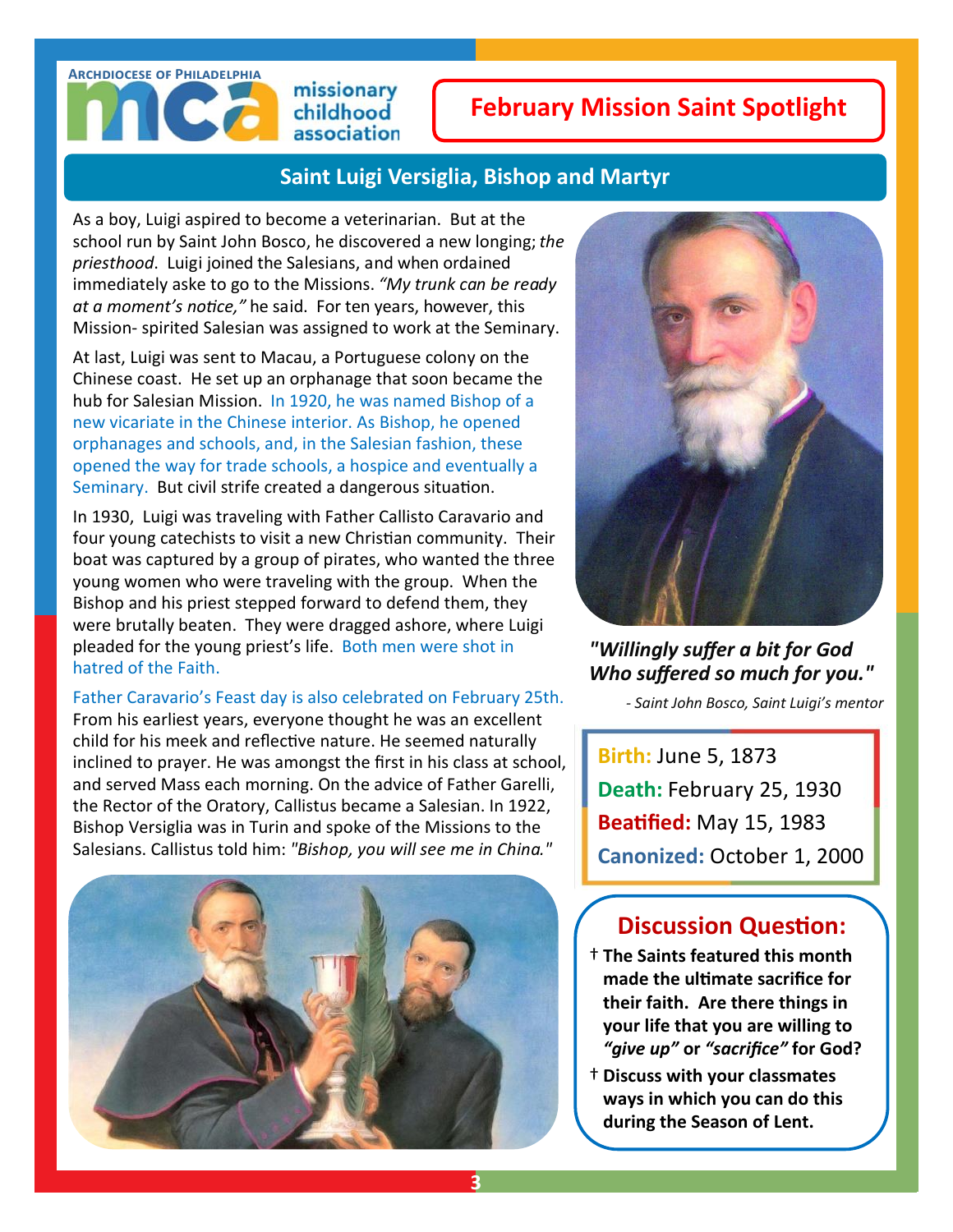Archdiocese of Philadelphia
missionary childhood association

## February Mission Saint Spotlight

## Saint Luigi Versiglia, Bishop and Martyr

As a boy, Luigi aspired to become a veterinarian. But at the school run by Saint John Bosco, he discovered a new longing; *the priesthood*. Luigi joined the Salesians, and when ordained immediately aske to go to the Missions. *"My trunk can be ready at a moment's notice,"* he said. For ten years, however, this Mission- spirited Salesian was assigned to work at the Seminary.

At last, Luigi was sent to Macau, a Portuguese colony on the Chinese coast. He set up an orphanage that soon became the hub for Salesian Mission. In 1920, he was named Bishop of a new vicariate in the Chinese interior. As Bishop, he opened orphanages and schools, and, in the Salesian fashion, these opened the way for trade schools, a hospice and eventually a Seminary. But civil strife created a dangerous situation.

In 1930, Luigi was traveling with Father Callisto Caravario and four young catechists to visit a new Christian community. Their boat was captured by a group of pirates, who wanted the three young women who were traveling with the group. When the Bishop and his priest stepped forward to defend them, they were brutally beaten. They were dragged ashore, where Luigi pleaded for the young priest's life. Both men were shot in hatred of the Faith.

Father Caravario's Feast day is also celebrated on February 25th. From his earliest years, everyone thought he was an excellent child for his meek and reflective nature. He seemed naturally inclined to prayer. He was amongst the first in his class at school, and served Mass each morning. On the advice of Father Garelli, the Rector of the Oratory, Callistus became a Salesian. In 1922, Bishop Versiglia was in Turin and spoke of the Missions to the Salesians. Callistus told him: *"Bishop, you will see me in China."*

***"Willingly suffer a bit for God Who suffered so much for you."***

*- Saint John Bosco, Saint Luigi's mentor*

**Birth:** June 5, 1873
**Death:** February 25, 1930
**Beatified:** May 15, 1983
**Canonized:** October 1, 2000

### Discussion Question:

† **The Saints featured this month made the ultimate sacrifice for their faith. Are there things in your life that you are willing to *"give up"* or *"sacrifice"* for God?**

† **Discuss with your classmates ways in which you can do this during the Season of Lent.**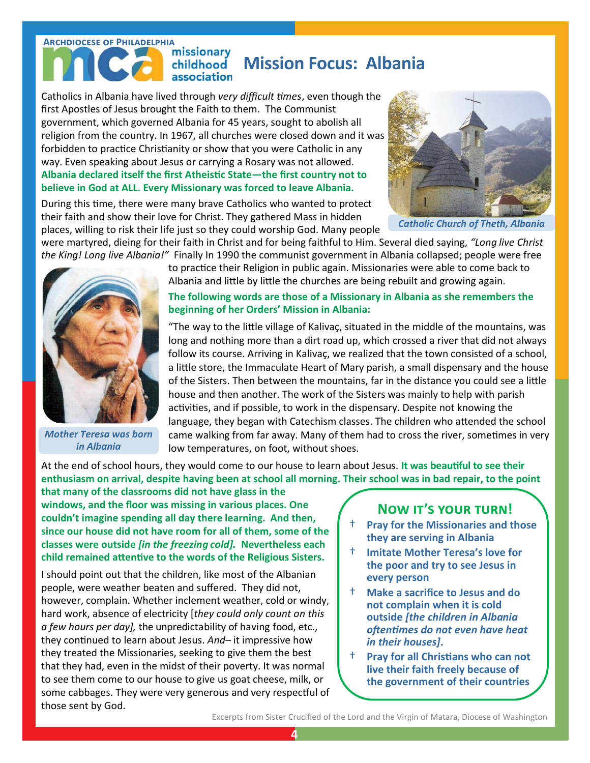Archdiocese of Philadelphia
mca missionary childhood association

# Mission Focus: Albania

Catholics in Albania have lived through *very difficult times*, even though the first Apostles of Jesus brought the Faith to them. The Communist government, which governed Albania for 45 years, sought to abolish all religion from the country. In 1967, all churches were closed down and it was forbidden to practice Christianity or show that you were Catholic in any way. Even speaking about Jesus or carrying a Rosary was not allowed. **Albania declared itself the first Atheistic State—the first country not to believe in God at ALL. Every Missionary was forced to leave Albania.**

During this time, there were many brave Catholics who wanted to protect their faith and show their love for Christ. They gathered Mass in hidden places, willing to risk their life just so they could worship God. Many people were martyred, dieing for their faith in Christ and for being faithful to Him. Several died saying, *"Long live Christ the King! Long live Albania!"* Finally In 1990 the communist government in Albania collapsed; people were free to practice their Religion in public again. Missionaries were able to come back to Albania and little by little the churches are being rebuilt and growing again.

*Catholic Church of Theth, Albania*

*Mother Teresa was born in Albania*

**The following words are those of a Missionary in Albania as she remembers the beginning of her Orders' Mission in Albania:**

"The way to the little village of Kalivaç, situated in the middle of the mountains, was long and nothing more than a dirt road up, which crossed a river that did not always follow its course. Arriving in Kalivaç, we realized that the town consisted of a school, a little store, the Immaculate Heart of Mary parish, a small dispensary and the house of the Sisters. Then between the mountains, far in the distance you could see a little house and then another. The work of the Sisters was mainly to help with parish activities, and if possible, to work in the dispensary. Despite not knowing the language, they began with Catechism classes. The children who attended the school came walking from far away. Many of them had to cross the river, sometimes in very low temperatures, on foot, without shoes.

At the end of school hours, they would come to our house to learn about Jesus. **It was beautiful to see their enthusiasm on arrival, despite having been at school all morning. Their school was in bad repair, to the point that many of the classrooms did not have glass in the windows, and the floor was missing in various places. One couldn't imagine spending all day there learning. And then, since our house did not have room for all of them, some of the classes were outside *[in the freezing cold]*. Nevertheless each child remained attentive to the words of the Religious Sisters.**

I should point out that the children, like most of the Albanian people, were weather beaten and suffered. They did not, however, complain. Whether inclement weather, cold or windy, hard work, absence of electricity [*they could only count on this a few hours per day],* the unpredictability of having food, etc., they continued to learn about Jesus. *And*– it impressive how they treated the Missionaries, seeking to give them the best that they had, even in the midst of their poverty. It was normal to see them come to our house to give us goat cheese, milk, or some cabbages. They were very generous and very respectful of those sent by God.

## Now it's your turn!

- † **Pray for the Missionaries and those they are serving in Albania**
- † **Imitate Mother Teresa's love for the poor and try to see Jesus in every person**
- † **Make a sacrifice to Jesus and do not complain when it is cold outside *[the children in Albania oftentimes do not even have heat in their houses]*.**
- † **Pray for all Christians who can not live their faith freely because of the government of their countries**

Excerpts from Sister Crucified of the Lord and the Virgin of Matara, Diocese of Washington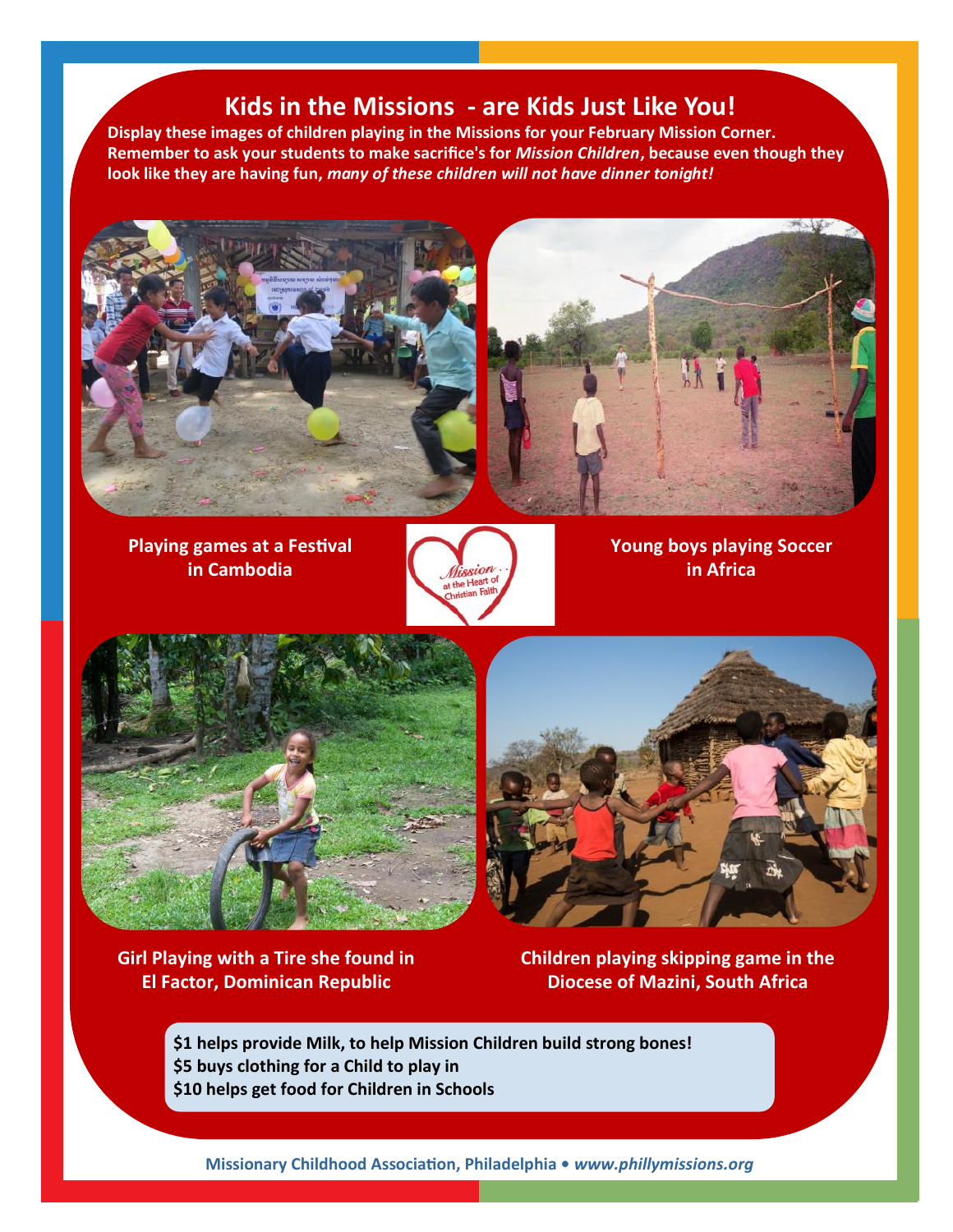# Kids in the Missions - are Kids Just Like You!

**Display these images of children playing in the Missions for your February Mission Corner. Remember to ask your students to make sacrifice's for *Mission Children*, because even though they look like they are having fun, *many of these children will not have dinner tonight!***

**Playing games at a Festival in Cambodia**

**Young boys playing Soccer in Africa**

**Girl Playing with a Tire she found in El Factor, Dominican Republic**

**Children playing skipping game in the Diocese of Mazini, South Africa**

**$1 helps provide Milk, to help Mission Children build strong bones!**
**$5 buys clothing for a Child to play in**
**$10 helps get food for Children in Schools**

**Missionary Childhood Association, Philadelphia • *www.phillymissions.org***